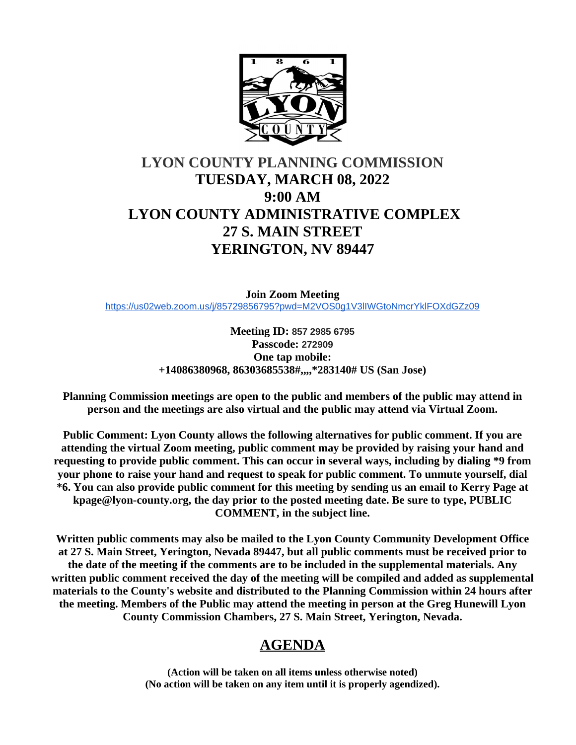# LYON COUNTY PLANNING COMMISSION

## TUESDAY, MARCH 08, 2022
## 9:00 AM
## LYON COUNTY ADMINISTRATIVE COMPLEX
## 27 S. MAIN STREET
## YERINGTON, NV 89447

**Join Zoom Meeting**
https://us02web.zoom.us/j/85729856795?pwd=M2VOS0g1V3lIWGtoNmcrYklFOXdGZz09

**Meeting ID:** 857 2985 6795
**Passcode:** 272909
**One tap mobile:**
**+14086380968, 86303685538#,,,,*283140# US (San Jose)**

**Planning Commission meetings are open to the public and members of the public may attend in person and the meetings are also virtual and the public may attend via Virtual Zoom.**

**Public Comment: Lyon County allows the following alternatives for public comment. If you are attending the virtual Zoom meeting, public comment may be provided by raising your hand and requesting to provide public comment. This can occur in several ways, including by dialing *9 from your phone to raise your hand and request to speak for public comment. To unmute yourself, dial *6. You can also provide public comment for this meeting by sending us an email to Kerry Page at kpage@lyon-county.org, the day prior to the posted meeting date. Be sure to type, PUBLIC COMMENT, in the subject line.**

**Written public comments may also be mailed to the Lyon County Community Development Office at 27 S. Main Street, Yerington, Nevada 89447, but all public comments must be received prior to the date of the meeting if the comments are to be included in the supplemental materials. Any written public comment received the day of the meeting will be compiled and added as supplemental materials to the County's website and distributed to the Planning Commission within 24 hours after the meeting. Members of the Public may attend the meeting in person at the Greg Hunewill Lyon County Commission Chambers, 27 S. Main Street, Yerington, Nevada.**

## AGENDA

**(Action will be taken on all items unless otherwise noted)**
**(No action will be taken on any item until it is properly agendized).**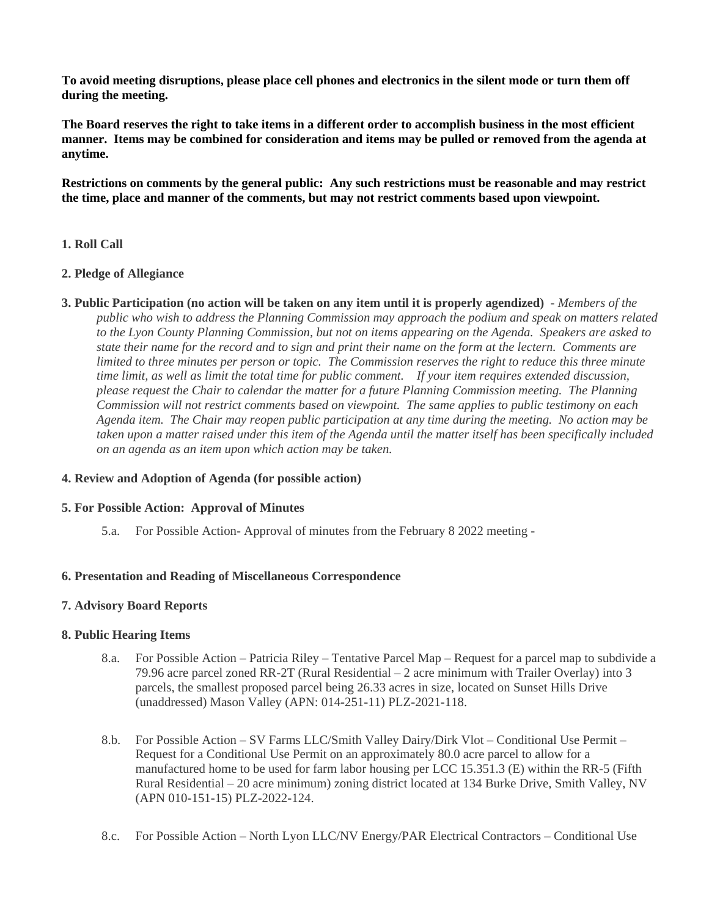**To avoid meeting disruptions, please place cell phones and electronics in the silent mode or turn them off during the meeting.**

**The Board reserves the right to take items in a different order to accomplish business in the most efficient manner. Items may be combined for consideration and items may be pulled or removed from the agenda at anytime.**

**Restrictions on comments by the general public: Any such restrictions must be reasonable and may restrict the time, place and manner of the comments, but may not restrict comments based upon viewpoint.**

**1. Roll Call**

**2. Pledge of Allegiance**

**3. Public Participation (no action will be taken on any item until it is properly agendized)** - *Members of the public who wish to address the Planning Commission may approach the podium and speak on matters related to the Lyon County Planning Commission, but not on items appearing on the Agenda. Speakers are asked to state their name for the record and to sign and print their name on the form at the lectern. Comments are limited to three minutes per person or topic. The Commission reserves the right to reduce this three minute time limit, as well as limit the total time for public comment. If your item requires extended discussion, please request the Chair to calendar the matter for a future Planning Commission meeting. The Planning Commission will not restrict comments based on viewpoint. The same applies to public testimony on each Agenda item. The Chair may reopen public participation at any time during the meeting. No action may be taken upon a matter raised under this item of the Agenda until the matter itself has been specifically included on an agenda as an item upon which action may be taken.*

**4. Review and Adoption of Agenda (for possible action)**

**5. For Possible Action: Approval of Minutes**

5.a. For Possible Action- Approval of minutes from the February 8 2022 meeting -

**6. Presentation and Reading of Miscellaneous Correspondence**

**7. Advisory Board Reports**

**8. Public Hearing Items**

8.a. For Possible Action – Patricia Riley – Tentative Parcel Map – Request for a parcel map to subdivide a 79.96 acre parcel zoned RR-2T (Rural Residential – 2 acre minimum with Trailer Overlay) into 3 parcels, the smallest proposed parcel being 26.33 acres in size, located on Sunset Hills Drive (unaddressed) Mason Valley (APN: 014-251-11) PLZ-2021-118.

8.b. For Possible Action – SV Farms LLC/Smith Valley Dairy/Dirk Vlot – Conditional Use Permit – Request for a Conditional Use Permit on an approximately 80.0 acre parcel to allow for a manufactured home to be used for farm labor housing per LCC 15.351.3 (E) within the RR-5 (Fifth Rural Residential – 20 acre minimum) zoning district located at 134 Burke Drive, Smith Valley, NV (APN 010-151-15) PLZ-2022-124.

8.c. For Possible Action – North Lyon LLC/NV Energy/PAR Electrical Contractors – Conditional Use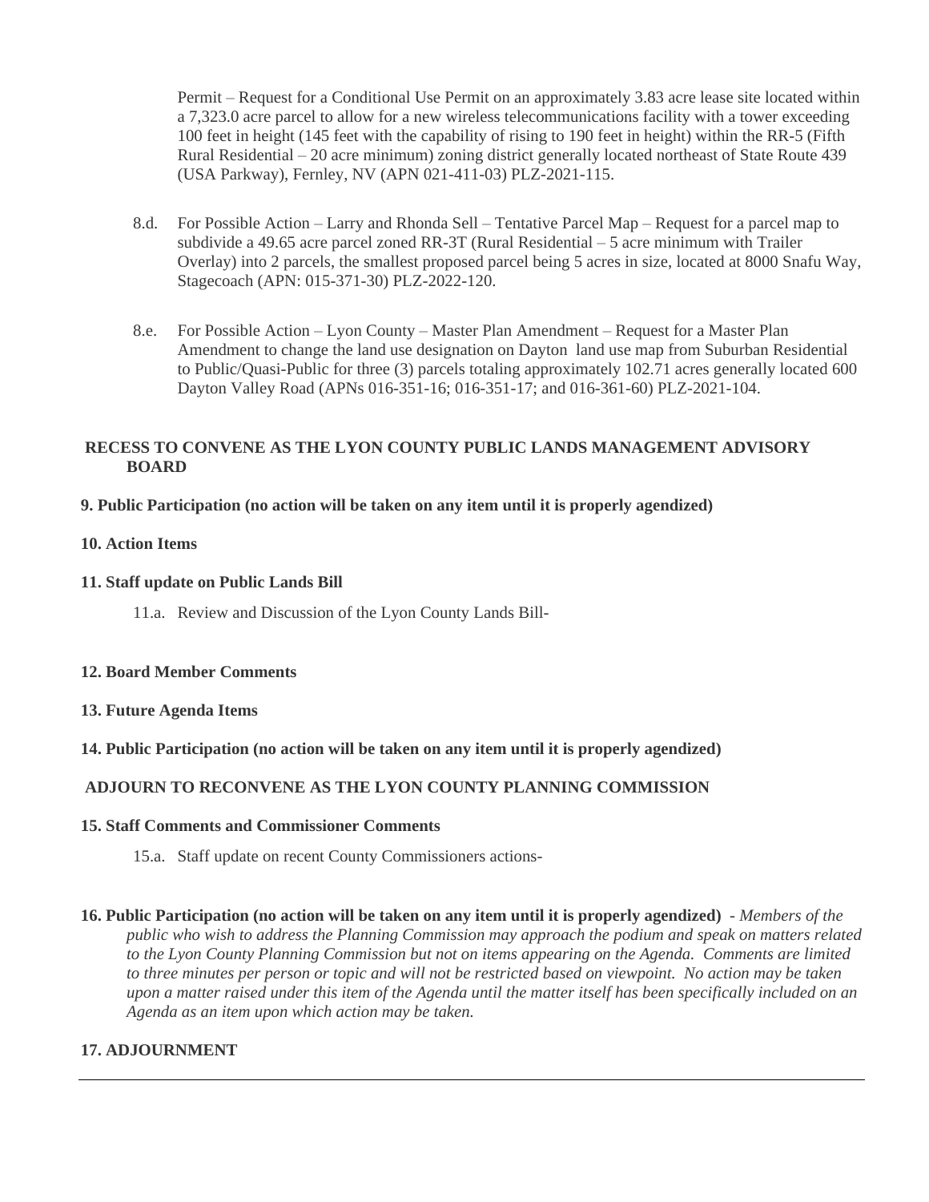Permit – Request for a Conditional Use Permit on an approximately 3.83 acre lease site located within a 7,323.0 acre parcel to allow for a new wireless telecommunications facility with a tower exceeding 100 feet in height (145 feet with the capability of rising to 190 feet in height) within the RR-5 (Fifth Rural Residential – 20 acre minimum) zoning district generally located northeast of State Route 439 (USA Parkway), Fernley, NV (APN 021-411-03) PLZ-2021-115.

8.d. For Possible Action – Larry and Rhonda Sell – Tentative Parcel Map – Request for a parcel map to subdivide a 49.65 acre parcel zoned RR-3T (Rural Residential – 5 acre minimum with Trailer Overlay) into 2 parcels, the smallest proposed parcel being 5 acres in size, located at 8000 Snafu Way, Stagecoach (APN: 015-371-30) PLZ-2022-120.

8.e. For Possible Action – Lyon County – Master Plan Amendment – Request for a Master Plan Amendment to change the land use designation on Dayton land use map from Suburban Residential to Public/Quasi-Public for three (3) parcels totaling approximately 102.71 acres generally located 600 Dayton Valley Road (APNs 016-351-16; 016-351-17; and 016-361-60) PLZ-2021-104.

**RECESS TO CONVENE AS THE LYON COUNTY PUBLIC LANDS MANAGEMENT ADVISORY BOARD**

**9. Public Participation (no action will be taken on any item until it is properly agendized)**

**10. Action Items**

**11. Staff update on Public Lands Bill**

11.a. Review and Discussion of the Lyon County Lands Bill-

**12. Board Member Comments**

**13. Future Agenda Items**

**14. Public Participation (no action will be taken on any item until it is properly agendized)**

**ADJOURN TO RECONVENE AS THE LYON COUNTY PLANNING COMMISSION**

**15. Staff Comments and Commissioner Comments**

15.a. Staff update on recent County Commissioners actions-

**16. Public Participation (no action will be taken on any item until it is properly agendized)** - *Members of the public who wish to address the Planning Commission may approach the podium and speak on matters related to the Lyon County Planning Commission but not on items appearing on the Agenda. Comments are limited to three minutes per person or topic and will not be restricted based on viewpoint. No action may be taken upon a matter raised under this item of the Agenda until the matter itself has been specifically included on an Agenda as an item upon which action may be taken.*

**17. ADJOURNMENT**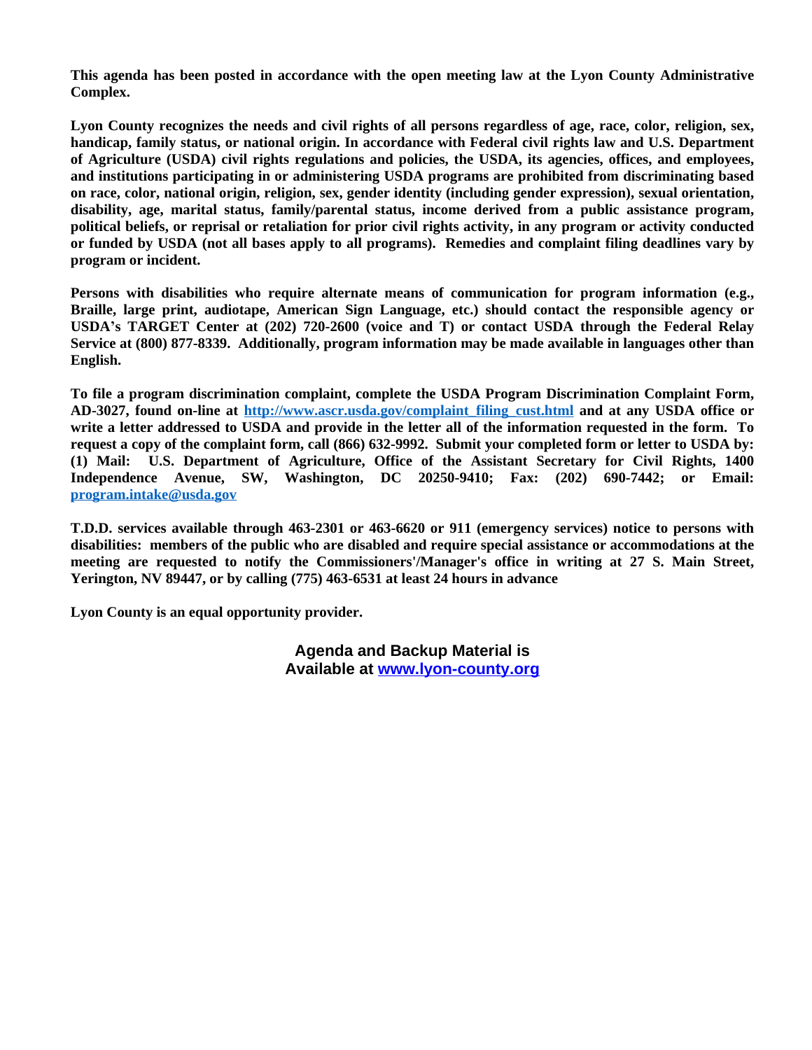**This agenda has been posted in accordance with the open meeting law at the Lyon County Administrative Complex.**

**Lyon County recognizes the needs and civil rights of all persons regardless of age, race, color, religion, sex, handicap, family status, or national origin. In accordance with Federal civil rights law and U.S. Department of Agriculture (USDA) civil rights regulations and policies, the USDA, its agencies, offices, and employees, and institutions participating in or administering USDA programs are prohibited from discriminating based on race, color, national origin, religion, sex, gender identity (including gender expression), sexual orientation, disability, age, marital status, family/parental status, income derived from a public assistance program, political beliefs, or reprisal or retaliation for prior civil rights activity, in any program or activity conducted or funded by USDA (not all bases apply to all programs). Remedies and complaint filing deadlines vary by program or incident.**

**Persons with disabilities who require alternate means of communication for program information (e.g., Braille, large print, audiotape, American Sign Language, etc.) should contact the responsible agency or USDA's TARGET Center at (202) 720-2600 (voice and T) or contact USDA through the Federal Relay Service at (800) 877-8339. Additionally, program information may be made available in languages other than English.**

**To file a program discrimination complaint, complete the USDA Program Discrimination Complaint Form, AD-3027, found on-line at [http://www.ascr.usda.gov/complaint_filing_cust.html](http://www.ascr.usda.gov/complaint_filing_cust.html) and at any USDA office or write a letter addressed to USDA and provide in the letter all of the information requested in the form. To request a copy of the complaint form, call (866) 632-9992. Submit your completed form or letter to USDA by: (1) Mail: U.S. Department of Agriculture, Office of the Assistant Secretary for Civil Rights, 1400 Independence Avenue, SW, Washington, DC 20250-9410; Fax: (202) 690-7442; or Email: [program.intake@usda.gov](mailto:program.intake@usda.gov)**

**T.D.D. services available through 463-2301 or 463-6620 or 911 (emergency services) notice to persons with disabilities: members of the public who are disabled and require special assistance or accommodations at the meeting are requested to notify the Commissioners'/Manager's office in writing at 27 S. Main Street, Yerington, NV 89447, or by calling (775) 463-6531 at least 24 hours in advance**

**Lyon County is an equal opportunity provider.**

**Agenda and Backup Material is Available at [www.lyon-county.org](http://www.lyon-county.org)**